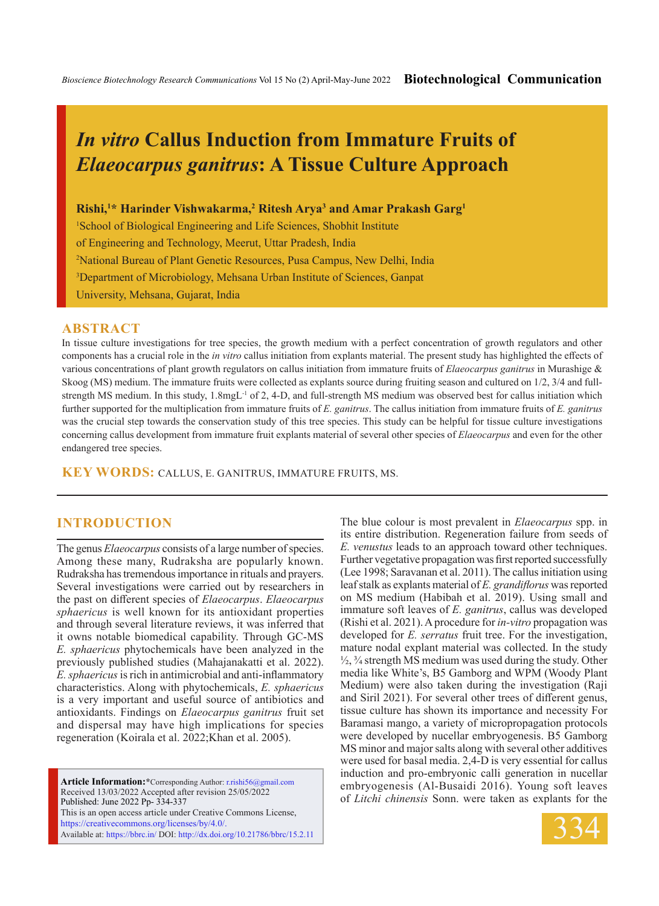# *In vitro* Callus Induction from Immature Fruits of *Elaeocarpus ganitrus*: A Tissue Culture Approach

**Rishi,[1]\* Harinder Vishwakarma,[2] Ritesh Arya[3] and Amar Prakash Garg[1]**

[1]School of Biological Engineering and Life Sciences, Shobhit Institute of Engineering and Technology, Meerut, Uttar Pradesh, India

[2]National Bureau of Plant Genetic Resources, Pusa Campus, New Delhi, India

[3]Department of Microbiology, Mehsana Urban Institute of Sciences, Ganpat University, Mehsana, Gujarat, India

## ABSTRACT

In tissue culture investigations for tree species, the growth medium with a perfect concentration of growth regulators and other components has a crucial role in the *in vitro* callus initiation from explants material. The present study has highlighted the effects of various concentrations of plant growth regulators on callus initiation from immature fruits of *Elaeocarpus ganitrus* in Murashige & Skoog (MS) medium. The immature fruits were collected as explants source during fruiting season and cultured on 1/2, 3/4 and full-strength MS medium. In this study, 1.8mgL$^{-1}$ of 2, 4-D, and full-strength MS medium was observed best for callus initiation which further supported for the multiplication from immature fruits of *E. ganitrus*. The callus initiation from immature fruits of *E. ganitrus* was the crucial step towards the conservation study of this tree species. This study can be helpful for tissue culture investigations concerning callus development from immature fruit explants material of several other species of *Elaeocarpus* and even for the other endangered tree species.

**KEY WORDS:** CALLUS, E. GANITRUS, IMMATURE FRUITS, MS.

## INTRODUCTION

The genus *Elaeocarpus* consists of a large number of species. Among these many, Rudraksha are popularly known. Rudraksha has tremendous importance in rituals and prayers. Several investigations were carried out by researchers in the past on different species of *Elaeocarpus*. *Elaeocarpus sphaericus* is well known for its antioxidant properties and through several literature reviews, it was inferred that it owns notable biomedical capability. Through GC-MS *E. sphaericus* phytochemicals have been analyzed in the previously published studies (Mahajanakatti et al. 2022). *E. sphaericus* is rich in antimicrobial and anti-inflammatory characteristics. Along with phytochemicals, *E. sphaericus* is a very important and useful source of antibiotics and antioxidants. Findings on *Elaeocarpus ganitrus* fruit set and dispersal may have high implications for species regeneration (Koirala et al. 2022;Khan et al. 2005).

The blue colour is most prevalent in *Elaeocarpus* spp. in its entire distribution. Regeneration failure from seeds of *E. venustus* leads to an approach toward other techniques. Further vegetative propagation was first reported successfully (Lee 1998; Saravanan et al. 2011). The callus initiation using leaf stalk as explants material of *E. grandiflorus* was reported on MS medium (Habibah et al. 2019). Using small and immature soft leaves of *E. ganitrus*, callus was developed (Rishi et al. 2021). A procedure for *in-vitro* propagation was developed for *E. serratus* fruit tree. For the investigation, mature nodal explant material was collected. In the study ½, ¾ strength MS medium was used during the study. Other media like White's, B5 Gamborg and WPM (Woody Plant Medium) were also taken during the investigation (Raji and Siril 2021). For several other trees of different genus, tissue culture has shown its importance and necessity For Baramasi mango, a variety of micropropagation protocols were developed by nucellar embryogenesis. B5 Gamborg MS minor and major salts along with several other additives were used for basal media. 2,4-D is very essential for callus induction and pro-embryonic calli generation in nucellar embryogenesis (Al-Busaidi 2016). Young soft leaves of *Litchi chinensis* Sonn. were taken as explants for the

**Article Information:**\*Corresponding Author: r.rishi56@gmail.com
Received 13/03/2022 Accepted after revision 25/05/2022
Published: June 2022 Pp- 334-337
This is an open access article under Creative Commons License, https://creativecommons.org/licenses/by/4.0/.
Available at: https://bbrc.in/ DOI: http://dx.doi.org/10.21786/bbrc/15.2.11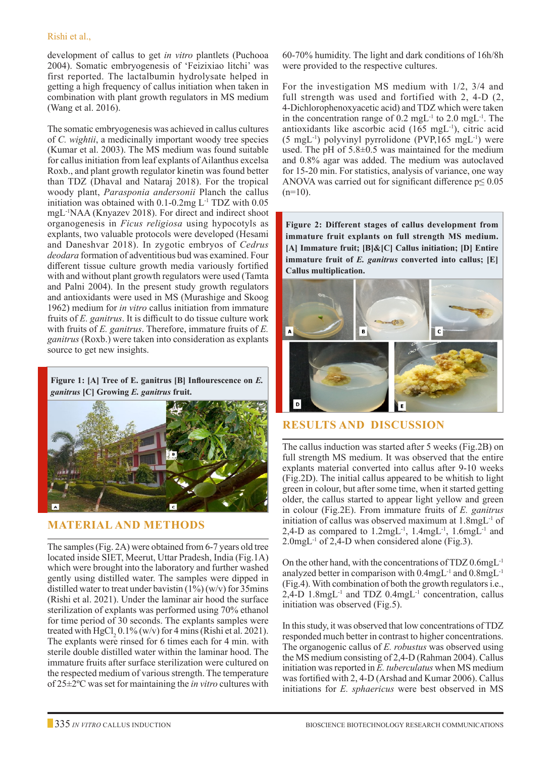development of callus to get *in vitro* plantlets (Puchooa 2004). Somatic embryogenesis of 'Feizixiao litchi' was first reported. The lactalbumin hydrolysate helped in getting a high frequency of callus initiation when taken in combination with plant growth regulators in MS medium (Wang et al. 2016).

The somatic embryogenesis was achieved in callus cultures of *C. wightii*, a medicinally important woody tree species (Kumar et al. 2003). The MS medium was found suitable for callus initiation from leaf explants of Ailanthus excelsa Roxb., and plant growth regulator kinetin was found better than TDZ (Dhaval and Nataraj 2018). For the tropical woody plant, *Parasponia andersonii* Planch the callus initiation was obtained with 0.1-0.2mg $L^{-1}$ TDZ with 0.05 $mgL^{-1}$NAA (Knyazev 2018). For direct and indirect shoot organogenesis in *Ficus religiosa* using hypocotyls as explants, two valuable protocols were developed (Hesami and Daneshvar 2018). In zygotic embryos of *Cedrus deodara* formation of adventitious bud was examined. Four different tissue culture growth media variously fortified with and without plant growth regulators were used (Tamta and Palni 2004). In the present study growth regulators and antioxidants were used in MS (Murashige and Skoog 1962) medium for *in vitro* callus initiation from immature fruits of *E. ganitrus*. It is difficult to do tissue culture work with fruits of *E. ganitrus*. Therefore, immature fruits of *E. ganitrus* (Roxb.) were taken into consideration as explants source to get new insights.

**Figure 1: [A] Tree of E. ganitrus [B] Inflourescence on *E. ganitrus* [C] Growing *E. ganitrus* fruit.**

## MATERIAL AND METHODS

The samples (Fig. 2A) were obtained from 6-7 years old tree located inside SIET, Meerut, Uttar Pradesh, India (Fig.1A) which were brought into the laboratory and further washed gently using distilled water. The samples were dipped in distilled water to treat under bavistin (1%) (w/v) for 35mins (Rishi et al. 2021). Under the laminar air hood the surface sterilization of explants was performed using 70% ethanol for time period of 30 seconds. The explants samples were treated with $HgCl_2$ 0.1% (w/v) for 4 mins (Rishi et al. 2021). The explants were rinsed for 6 times each for 4 min. with sterile double distilled water within the laminar hood. The immature fruits after surface sterilization were cultured on the respected medium of various strength. The temperature of 25±2ºC was set for maintaining the *in vitro* cultures with 60-70% humidity. The light and dark conditions of 16h/8h were provided to the respective cultures.

For the investigation MS medium with 1/2, 3/4 and full strength was used and fortified with 2, 4-D (2, 4-Dichlorophenoxyacetic acid) and TDZ which were taken in the concentration range of 0.2 $mgL^{-1}$ to 2.0 $mgL^{-1}$. The antioxidants like ascorbic acid (165 $mgL^{-1}$), citric acid (5 $mgL^{-1}$) polyvinyl pyrrolidone (PVP,165 $mgL^{-1}$) were used. The pH of 5.8±0.5 was maintained for the medium and 0.8% agar was added. The medium was autoclaved for 15-20 min. For statistics, analysis of variance, one way ANOVA was carried out for significant difference $p \leq 0.05$ (n=10).

**Figure 2: Different stages of callus development from immature fruit explants on full strength MS medium. [A] Immature fruit; [B]&[C] Callus initiation; [D] Entire immature fruit of *E. ganitrus* converted into callus; [E] Callus multiplication.**

## RESULTS AND DISCUSSION

The callus induction was started after 5 weeks (Fig.2B) on full strength MS medium. It was observed that the entire explants material converted into callus after 9-10 weeks (Fig.2D). The initial callus appeared to be whitish to light green in colour, but after some time, when it started getting older, the callus started to appear light yellow and green in colour (Fig.2E). From immature fruits of *E. ganitrus* initiation of callus was observed maximum at 1.8$mgL^{-1}$ of 2,4-D as compared to 1.2$mgL^{-1}$, 1.4$mgL^{-1}$, 1.6$mgL^{-1}$ and 2.0$mgL^{-1}$ of 2,4-D when considered alone (Fig.3).

On the other hand, with the concentrations of TDZ 0.6$mgL^{-1}$ analyzed better in comparison with 0.4$mgL^{-1}$ and 0.8$mgL^{-1}$ (Fig.4). With combination of both the growth regulators i.e., 2,4-D 1.8$mgL^{-1}$ and TDZ 0.4$mgL^{-1}$ concentration, callus initiation was observed (Fig.5).

In this study, it was observed that low concentrations of TDZ responded much better in contrast to higher concentrations. The organogenic callus of *E. robustus* was observed using the MS medium consisting of 2,4-D (Rahman 2004). Callus initiation was reported in *E. tuberculatus* when MS medium was fortified with 2, 4-D (Arshad and Kumar 2006). Callus initiations for *E. sphaericus* were best observed in MS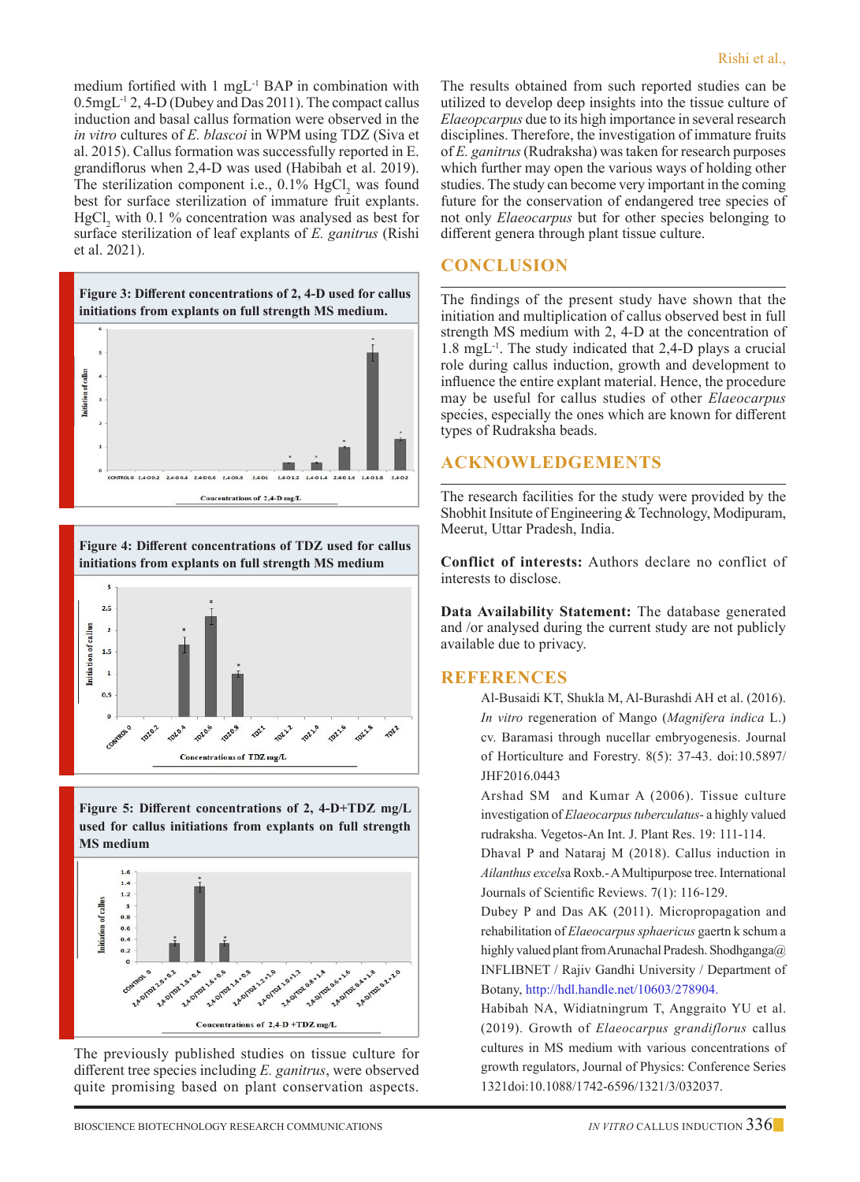medium fortified with 1 mgL$^{-1}$ BAP in combination with 0.5mgL$^{-1}$ 2, 4-D (Dubey and Das 2011). The compact callus induction and basal callus formation were observed in the *in vitro* cultures of *E. blascoi* in WPM using TDZ (Siva et al. 2015). Callus formation was successfully reported in E. grandiflorus when 2,4-D was used (Habibah et al. 2019). The sterilization component i.e., 0.1% $HgCl_2$ was found best for surface sterilization of immature fruit explants. $HgCl_2$ with 0.1 % concentration was analysed as best for surface sterilization of leaf explants of *E. ganitrus* (Rishi et al. 2021).

**Figure 3: Different concentrations of 2, 4-D used for callus initiations from explants on full strength MS medium.**

**Figure 4: Different concentrations of TDZ used for callus initiations from explants on full strength MS medium**

**Figure 5: Different concentrations of 2, 4-D+TDZ mg/L used for callus initiations from explants on full strength MS medium**

The previously published studies on tissue culture for different tree species including *E. ganitrus*, were observed quite promising based on plant conservation aspects. The results obtained from such reported studies can be utilized to develop deep insights into the tissue culture of *Elaeopcarpus* due to its high importance in several research disciplines. Therefore, the investigation of immature fruits of *E. ganitrus* (Rudraksha) was taken for research purposes which further may open the various ways of holding other studies. The study can become very important in the coming future for the conservation of endangered tree species of not only *Elaeocarpus* but for other species belonging to different genera through plant tissue culture.

## CONCLUSION

The findings of the present study have shown that the initiation and multiplication of callus observed best in full strength MS medium with 2, 4-D at the concentration of 1.8 mgL$^{-1}$. The study indicated that 2,4-D plays a crucial role during callus induction, growth and development to influence the entire explant material. Hence, the procedure may be useful for callus studies of other *Elaeocarpus* species, especially the ones which are known for different types of Rudraksha beads.

## ACKNOWLEDGEMENTS

The research facilities for the study were provided by the Shobhit Insitute of Engineering & Technology, Modipuram, Meerut, Uttar Pradesh, India.

**Conflict of interests:** Authors declare no conflict of interests to disclose.

**Data Availability Statement:** The database generated and /or analysed during the current study are not publicly available due to privacy.

## REFERENCES

Al-Busaidi KT, Shukla M, Al-Burashdi AH et al. (2016). *In vitro* regeneration of Mango (*Magnifera indica* L.) cv. Baramasi through nucellar embryogenesis. Journal of Horticulture and Forestry. 8(5): 37-43. doi:10.5897/JHF2016.0443

Arshad SM and Kumar A (2006). Tissue culture investigation of *Elaeocarpus tuberculatus*- a highly valued rudraksha. Vegetos-An Int. J. Plant Res. 19: 111-114.

Dhaval P and Nataraj M (2018). Callus induction in *Ailanthus excelsa* Roxb.- A Multipurpose tree. International Journals of Scientific Reviews. 7(1): 116-129.

Dubey P and Das AK (2011). Micropropagation and rehabilitation of *Elaeocarpus sphaericus* gaertn k schum a highly valued plant from Arunachal Pradesh. Shodhganga@INFLIBNET / Rajiv Gandhi University / Department of Botany, http://hdl.handle.net/10603/278904.

Habibah NA, Widiatningrum T, Anggraito YU et al. (2019). Growth of *Elaeocarpus grandiflorus* callus cultures in MS medium with various concentrations of growth regulators, Journal of Physics: Conference Series 1321doi:10.1088/1742-6596/1321/3/032037.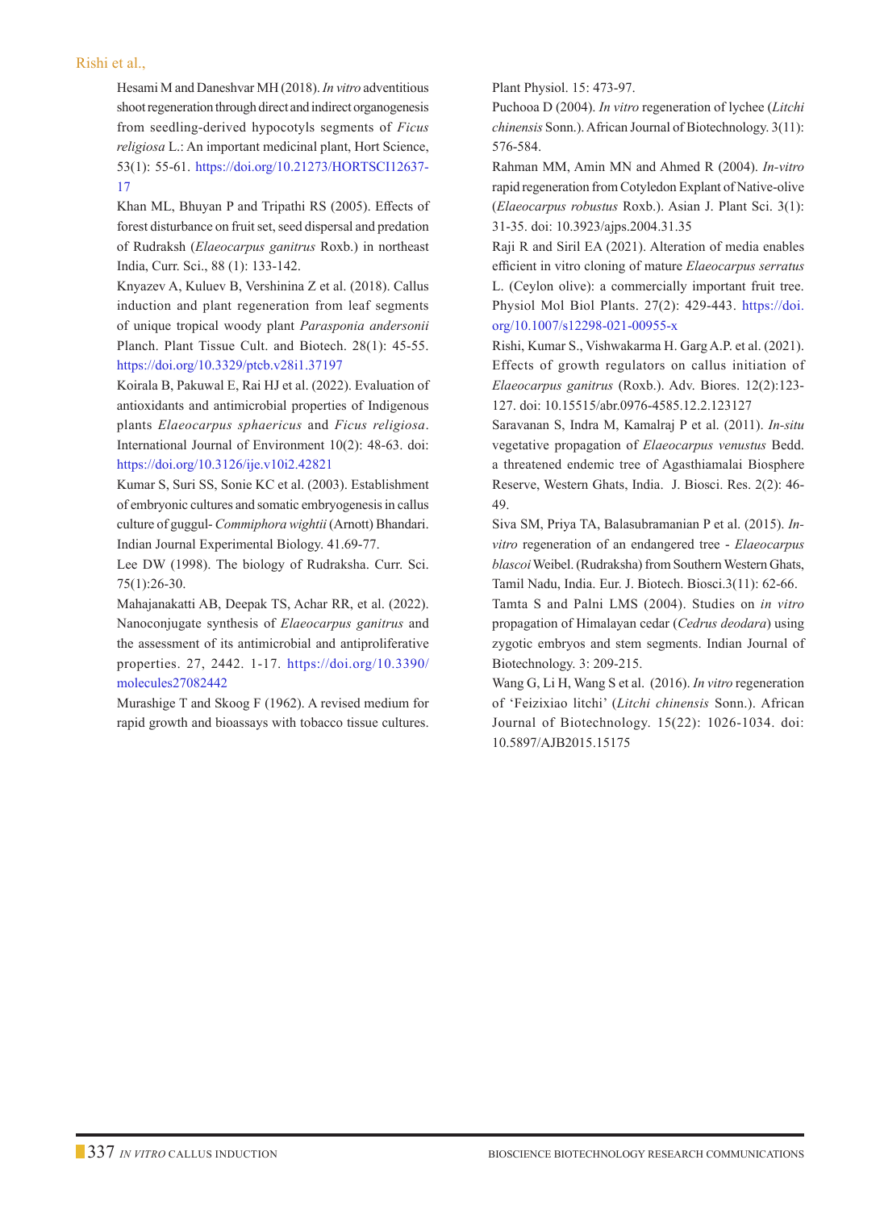Hesami M and Daneshvar MH (2018). *In vitro* adventitious shoot regeneration through direct and indirect organogenesis from seedling-derived hypocotyls segments of *Ficus religiosa* L.: An important medicinal plant, Hort Science, 53(1): 55-61. https://doi.org/10.21273/HORTSCI12637-17

Khan ML, Bhuyan P and Tripathi RS (2005). Effects of forest disturbance on fruit set, seed dispersal and predation of Rudraksh (*Elaeocarpus ganitrus* Roxb.) in northeast India, Curr. Sci., 88 (1): 133-142.

Knyazev A, Kuluev B, Vershinina Z et al. (2018). Callus induction and plant regeneration from leaf segments of unique tropical woody plant *Parasponia andersonii* Planch. Plant Tissue Cult. and Biotech. 28(1): 45-55. https://doi.org/10.3329/ptcb.v28i1.37197

Koirala B, Pakuwal E, Rai HJ et al. (2022). Evaluation of antioxidants and antimicrobial properties of Indigenous plants *Elaeocarpus sphaericus* and *Ficus religiosa*. International Journal of Environment 10(2): 48-63. doi: https://doi.org/10.3126/ije.v10i2.42821

Kumar S, Suri SS, Sonie KC et al. (2003). Establishment of embryonic cultures and somatic embryogenesis in callus culture of guggul- *Commiphora wightii* (Arnott) Bhandari. Indian Journal Experimental Biology. 41.69-77.

Lee DW (1998). The biology of Rudraksha. Curr. Sci. 75(1):26-30.

Mahajanakatti AB, Deepak TS, Achar RR, et al. (2022). Nanoconjugate synthesis of *Elaeocarpus ganitrus* and the assessment of its antimicrobial and antiproliferative properties. 27, 2442. 1-17. https://doi.org/10.3390/molecules27082442

Murashige T and Skoog F (1962). A revised medium for rapid growth and bioassays with tobacco tissue cultures. Plant Physiol. 15: 473-97.

Puchooa D (2004). *In vitro* regeneration of lychee (*Litchi chinensis* Sonn.). African Journal of Biotechnology. 3(11): 576-584.

Rahman MM, Amin MN and Ahmed R (2004). *In-vitro* rapid regeneration from Cotyledon Explant of Native-olive (*Elaeocarpus robustus* Roxb.). Asian J. Plant Sci. 3(1): 31-35. doi: 10.3923/ajps.2004.31.35

Raji R and Siril EA (2021). Alteration of media enables efficient in vitro cloning of mature *Elaeocarpus serratus* L. (Ceylon olive): a commercially important fruit tree. Physiol Mol Biol Plants. 27(2): 429-443. https://doi.org/10.1007/s12298-021-00955-x

Rishi, Kumar S., Vishwakarma H. Garg A.P. et al. (2021). Effects of growth regulators on callus initiation of *Elaeocarpus ganitrus* (Roxb.). Adv. Biores. 12(2):123-127. doi: 10.15515/abr.0976-4585.12.2.123127

Saravanan S, Indra M, Kamalraj P et al. (2011). *In-situ* vegetative propagation of *Elaeocarpus venustus* Bedd. a threatened endemic tree of Agasthiamalai Biosphere Reserve, Western Ghats, India. J. Biosci. Res. 2(2): 46-49.

Siva SM, Priya TA, Balasubramanian P et al. (2015). *In-vitro* regeneration of an endangered tree - *Elaeocarpus blascoi* Weibel. (Rudraksha) from Southern Western Ghats, Tamil Nadu, India. Eur. J. Biotech. Biosci.3(11): 62-66.

Tamta S and Palni LMS (2004). Studies on *in vitro* propagation of Himalayan cedar (*Cedrus deodara*) using zygotic embryos and stem segments. Indian Journal of Biotechnology. 3: 209-215.

Wang G, Li H, Wang S et al. (2016). *In vitro* regeneration of 'Feizixiao litchi' (*Litchi chinensis* Sonn.). African Journal of Biotechnology. 15(22): 1026-1034. doi: 10.5897/AJB2015.15175